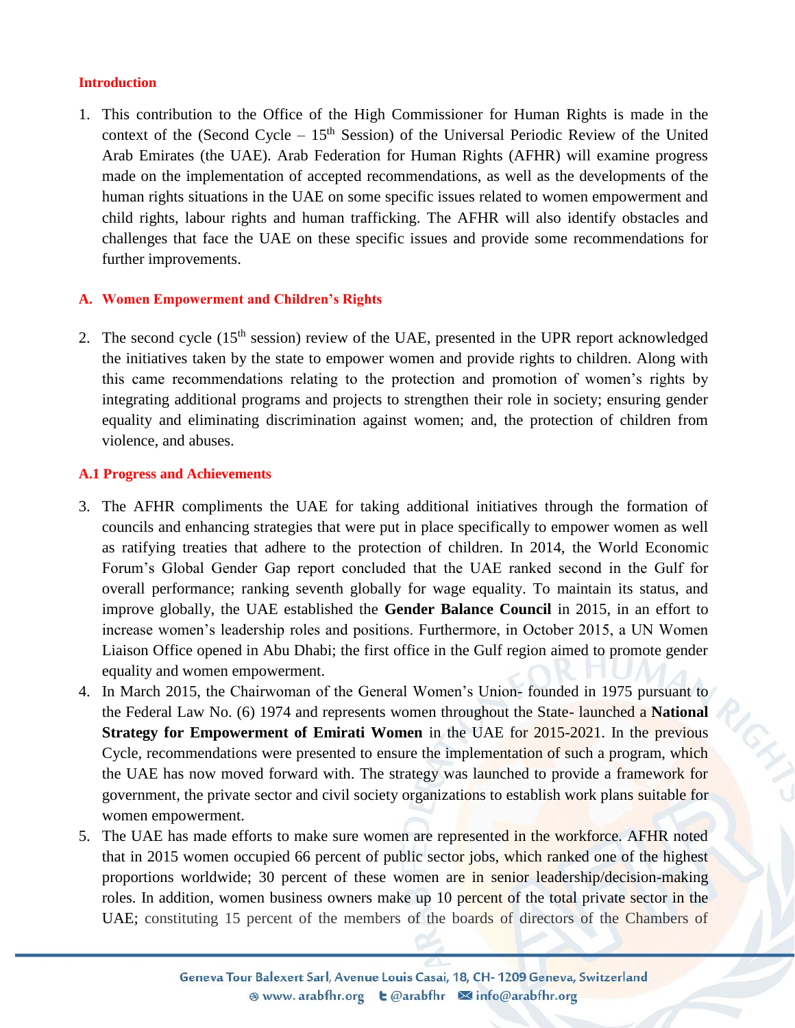## Introduction

1. This contribution to the Office of the High Commissioner for Human Rights is made in the context of the (Second Cycle – 15th Session) of the Universal Periodic Review of the United Arab Emirates (the UAE). Arab Federation for Human Rights (AFHR) will examine progress made on the implementation of accepted recommendations, as well as the developments of the human rights situations in the UAE on some specific issues related to women empowerment and child rights, labour rights and human trafficking. The AFHR will also identify obstacles and challenges that face the UAE on these specific issues and provide some recommendations for further improvements.

## A. Women Empowerment and Children's Rights

2. The second cycle (15th session) review of the UAE, presented in the UPR report acknowledged the initiatives taken by the state to empower women and provide rights to children. Along with this came recommendations relating to the protection and promotion of women's rights by integrating additional programs and projects to strengthen their role in society; ensuring gender equality and eliminating discrimination against women; and, the protection of children from violence, and abuses.

### A.1 Progress and Achievements

3. The AFHR compliments the UAE for taking additional initiatives through the formation of councils and enhancing strategies that were put in place specifically to empower women as well as ratifying treaties that adhere to the protection of children. In 2014, the World Economic Forum's Global Gender Gap report concluded that the UAE ranked second in the Gulf for overall performance; ranking seventh globally for wage equality. To maintain its status, and improve globally, the UAE established the **Gender Balance Council** in 2015, in an effort to increase women's leadership roles and positions. Furthermore, in October 2015, a UN Women Liaison Office opened in Abu Dhabi; the first office in the Gulf region aimed to promote gender equality and women empowerment.
4. In March 2015, the Chairwoman of the General Women's Union- founded in 1975 pursuant to the Federal Law No. (6) 1974 and represents women throughout the State- launched a **National Strategy for Empowerment of Emirati Women** in the UAE for 2015-2021. In the previous Cycle, recommendations were presented to ensure the implementation of such a program, which the UAE has now moved forward with. The strategy was launched to provide a framework for government, the private sector and civil society organizations to establish work plans suitable for women empowerment.
5. The UAE has made efforts to make sure women are represented in the workforce. AFHR noted that in 2015 women occupied 66 percent of public sector jobs, which ranked one of the highest proportions worldwide; 30 percent of these women are in senior leadership/decision-making roles. In addition, women business owners make up 10 percent of the total private sector in the UAE; constituting 15 percent of the members of the boards of directors of the Chambers of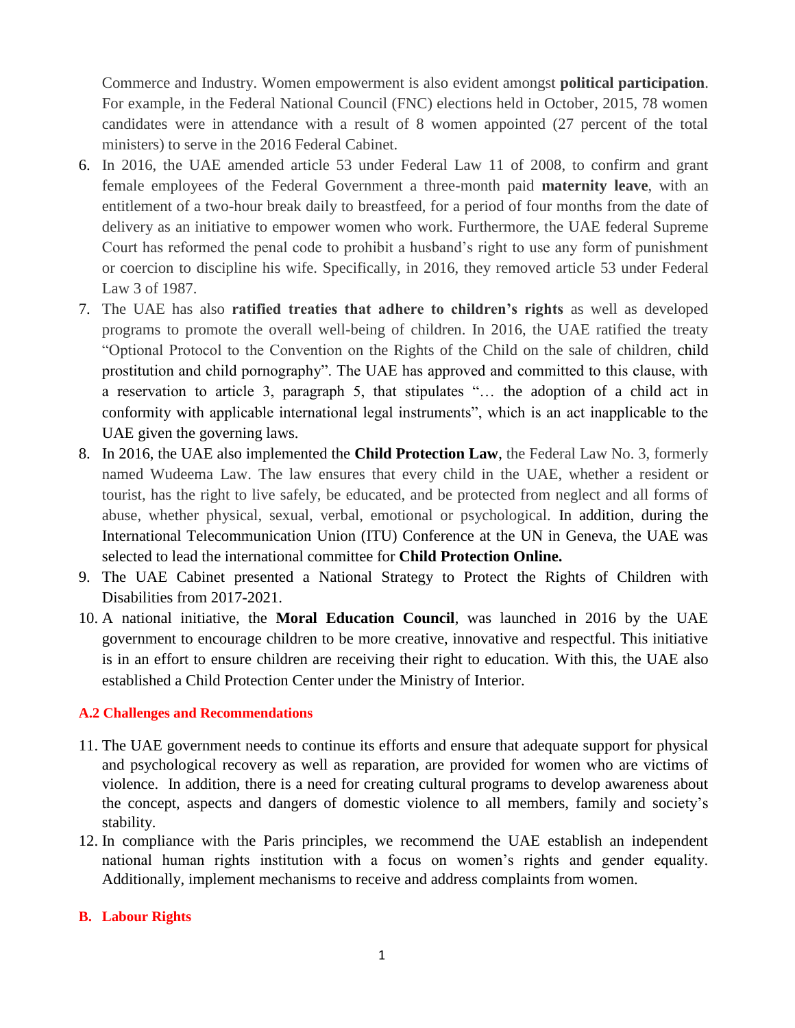Commerce and Industry. Women empowerment is also evident amongst **political participation**. For example, in the Federal National Council (FNC) elections held in October, 2015, 78 women candidates were in attendance with a result of 8 women appointed (27 percent of the total ministers) to serve in the 2016 Federal Cabinet.

6. In 2016, the UAE amended article 53 under Federal Law 11 of 2008, to confirm and grant female employees of the Federal Government a three-month paid **maternity leave**, with an entitlement of a two-hour break daily to breastfeed, for a period of four months from the date of delivery as an initiative to empower women who work. Furthermore, the UAE federal Supreme Court has reformed the penal code to prohibit a husband's right to use any form of punishment or coercion to discipline his wife. Specifically, in 2016, they removed article 53 under Federal Law 3 of 1987.
7. The UAE has also **ratified treaties that adhere to children's rights** as well as developed programs to promote the overall well-being of children. In 2016, the UAE ratified the treaty "Optional Protocol to the Convention on the Rights of the Child on the sale of children, child prostitution and child pornography". The UAE has approved and committed to this clause, with a reservation to article 3, paragraph 5, that stipulates "… the adoption of a child act in conformity with applicable international legal instruments", which is an act inapplicable to the UAE given the governing laws.
8. In 2016, the UAE also implemented the **Child Protection Law**, the Federal Law No. 3, formerly named Wudeema Law. The law ensures that every child in the UAE, whether a resident or tourist, has the right to live safely, be educated, and be protected from neglect and all forms of abuse, whether physical, sexual, verbal, emotional or psychological. In addition, during the International Telecommunication Union (ITU) Conference at the UN in Geneva, the UAE was selected to lead the international committee for **Child Protection Online.**
9. The UAE Cabinet presented a National Strategy to Protect the Rights of Children with Disabilities from 2017-2021.
10. A national initiative, the **Moral Education Council**, was launched in 2016 by the UAE government to encourage children to be more creative, innovative and respectful. This initiative is in an effort to ensure children are receiving their right to education. With this, the UAE also established a Child Protection Center under the Ministry of Interior.

### A.2 Challenges and Recommendations

11. The UAE government needs to continue its efforts and ensure that adequate support for physical and psychological recovery as well as reparation, are provided for women who are victims of violence. In addition, there is a need for creating cultural programs to develop awareness about the concept, aspects and dangers of domestic violence to all members, family and society's stability.
12. In compliance with the Paris principles, we recommend the UAE establish an independent national human rights institution with a focus on women's rights and gender equality. Additionally, implement mechanisms to receive and address complaints from women.

## B. Labour Rights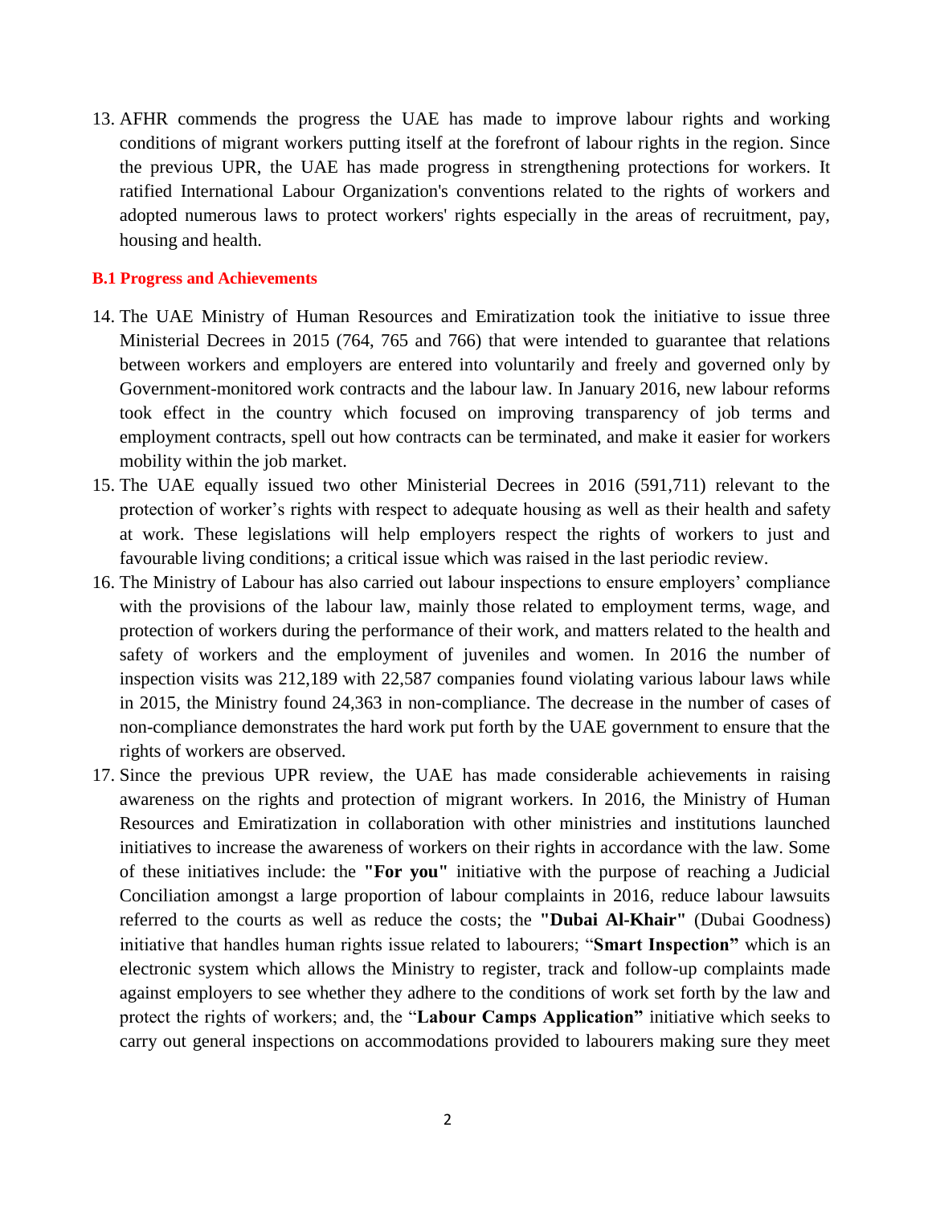13. AFHR commends the progress the UAE has made to improve labour rights and working conditions of migrant workers putting itself at the forefront of labour rights in the region. Since the previous UPR, the UAE has made progress in strengthening protections for workers. It ratified International Labour Organization's conventions related to the rights of workers and adopted numerous laws to protect workers' rights especially in the areas of recruitment, pay, housing and health.

### B.1 Progress and Achievements

14. The UAE Ministry of Human Resources and Emiratization took the initiative to issue three Ministerial Decrees in 2015 (764, 765 and 766) that were intended to guarantee that relations between workers and employers are entered into voluntarily and freely and governed only by Government-monitored work contracts and the labour law. In January 2016, new labour reforms took effect in the country which focused on improving transparency of job terms and employment contracts, spell out how contracts can be terminated, and make it easier for workers mobility within the job market.
15. The UAE equally issued two other Ministerial Decrees in 2016 (591,711) relevant to the protection of worker's rights with respect to adequate housing as well as their health and safety at work. These legislations will help employers respect the rights of workers to just and favourable living conditions; a critical issue which was raised in the last periodic review.
16. The Ministry of Labour has also carried out labour inspections to ensure employers' compliance with the provisions of the labour law, mainly those related to employment terms, wage, and protection of workers during the performance of their work, and matters related to the health and safety of workers and the employment of juveniles and women. In 2016 the number of inspection visits was 212,189 with 22,587 companies found violating various labour laws while in 2015, the Ministry found 24,363 in non-compliance. The decrease in the number of cases of non-compliance demonstrates the hard work put forth by the UAE government to ensure that the rights of workers are observed.
17. Since the previous UPR review, the UAE has made considerable achievements in raising awareness on the rights and protection of migrant workers. In 2016, the Ministry of Human Resources and Emiratization in collaboration with other ministries and institutions launched initiatives to increase the awareness of workers on their rights in accordance with the law. Some of these initiatives include: the **"For you"** initiative with the purpose of reaching a Judicial Conciliation amongst a large proportion of labour complaints in 2016, reduce labour lawsuits referred to the courts as well as reduce the costs; the **"Dubai Al-Khair"** (Dubai Goodness) initiative that handles human rights issue related to labourers; "**Smart Inspection"** which is an electronic system which allows the Ministry to register, track and follow-up complaints made against employers to see whether they adhere to the conditions of work set forth by the law and protect the rights of workers; and, the "**Labour Camps Application"** initiative which seeks to carry out general inspections on accommodations provided to labourers making sure they meet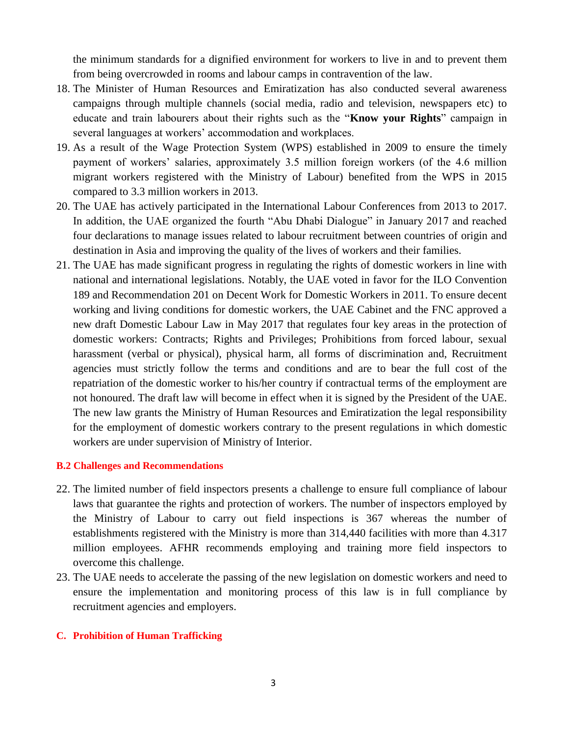the minimum standards for a dignified environment for workers to live in and to prevent them from being overcrowded in rooms and labour camps in contravention of the law.

18. The Minister of Human Resources and Emiratization has also conducted several awareness campaigns through multiple channels (social media, radio and television, newspapers etc) to educate and train labourers about their rights such as the "**Know your Rights**" campaign in several languages at workers' accommodation and workplaces.
19. As a result of the Wage Protection System (WPS) established in 2009 to ensure the timely payment of workers' salaries, approximately 3.5 million foreign workers (of the 4.6 million migrant workers registered with the Ministry of Labour) benefited from the WPS in 2015 compared to 3.3 million workers in 2013.
20. The UAE has actively participated in the International Labour Conferences from 2013 to 2017. In addition, the UAE organized the fourth "Abu Dhabi Dialogue" in January 2017 and reached four declarations to manage issues related to labour recruitment between countries of origin and destination in Asia and improving the quality of the lives of workers and their families.
21. The UAE has made significant progress in regulating the rights of domestic workers in line with national and international legislations. Notably, the UAE voted in favor for the ILO Convention 189 and Recommendation 201 on Decent Work for Domestic Workers in 2011. To ensure decent working and living conditions for domestic workers, the UAE Cabinet and the FNC approved a new draft Domestic Labour Law in May 2017 that regulates four key areas in the protection of domestic workers: Contracts; Rights and Privileges; Prohibitions from forced labour, sexual harassment (verbal or physical), physical harm, all forms of discrimination and, Recruitment agencies must strictly follow the terms and conditions and are to bear the full cost of the repatriation of the domestic worker to his/her country if contractual terms of the employment are not honoured. The draft law will become in effect when it is signed by the President of the UAE. The new law grants the Ministry of Human Resources and Emiratization the legal responsibility for the employment of domestic workers contrary to the present regulations in which domestic workers are under supervision of Ministry of Interior.

### B.2 Challenges and Recommendations

22. The limited number of field inspectors presents a challenge to ensure full compliance of labour laws that guarantee the rights and protection of workers. The number of inspectors employed by the Ministry of Labour to carry out field inspections is 367 whereas the number of establishments registered with the Ministry is more than 314,440 facilities with more than 4.317 million employees. AFHR recommends employing and training more field inspectors to overcome this challenge.
23. The UAE needs to accelerate the passing of the new legislation on domestic workers and need to ensure the implementation and monitoring process of this law is in full compliance by recruitment agencies and employers.

## C. Prohibition of Human Trafficking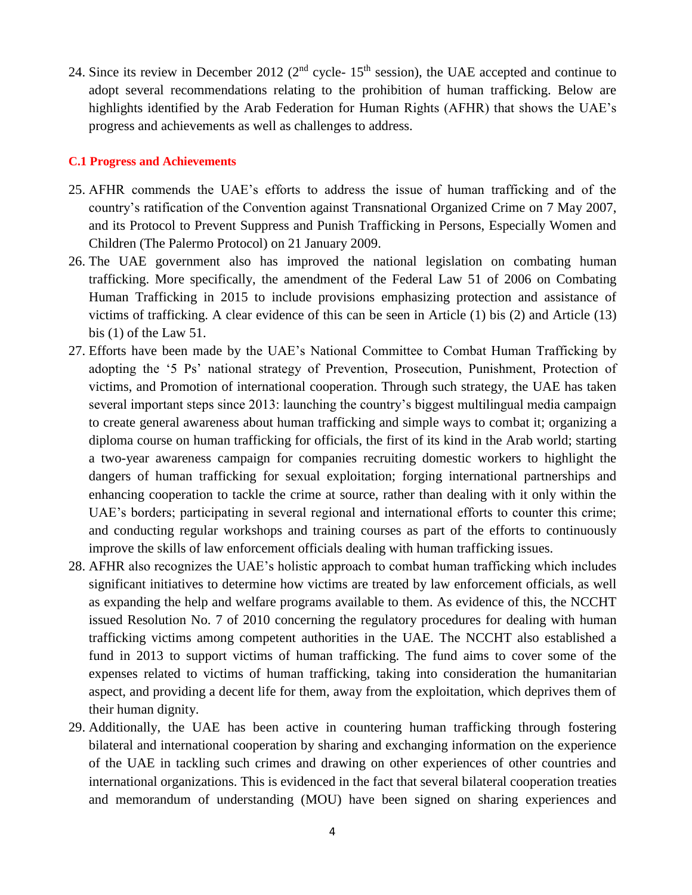24. Since its review in December 2012 (2nd cycle- 15th session), the UAE accepted and continue to adopt several recommendations relating to the prohibition of human trafficking. Below are highlights identified by the Arab Federation for Human Rights (AFHR) that shows the UAE's progress and achievements as well as challenges to address.

#### C.1 Progress and Achievements

25. AFHR commends the UAE's efforts to address the issue of human trafficking and of the country's ratification of the Convention against Transnational Organized Crime on 7 May 2007, and its Protocol to Prevent Suppress and Punish Trafficking in Persons, Especially Women and Children (The Palermo Protocol) on 21 January 2009.
26. The UAE government also has improved the national legislation on combating human trafficking. More specifically, the amendment of the Federal Law 51 of 2006 on Combating Human Trafficking in 2015 to include provisions emphasizing protection and assistance of victims of trafficking. A clear evidence of this can be seen in Article (1) bis (2) and Article (13) bis (1) of the Law 51.
27. Efforts have been made by the UAE's National Committee to Combat Human Trafficking by adopting the '5 Ps' national strategy of Prevention, Prosecution, Punishment, Protection of victims, and Promotion of international cooperation. Through such strategy, the UAE has taken several important steps since 2013: launching the country's biggest multilingual media campaign to create general awareness about human trafficking and simple ways to combat it; organizing a diploma course on human trafficking for officials, the first of its kind in the Arab world; starting a two-year awareness campaign for companies recruiting domestic workers to highlight the dangers of human trafficking for sexual exploitation; forging international partnerships and enhancing cooperation to tackle the crime at source, rather than dealing with it only within the UAE's borders; participating in several regional and international efforts to counter this crime; and conducting regular workshops and training courses as part of the efforts to continuously improve the skills of law enforcement officials dealing with human trafficking issues.
28. AFHR also recognizes the UAE's holistic approach to combat human trafficking which includes significant initiatives to determine how victims are treated by law enforcement officials, as well as expanding the help and welfare programs available to them. As evidence of this, the NCCHT issued Resolution No. 7 of 2010 concerning the regulatory procedures for dealing with human trafficking victims among competent authorities in the UAE. The NCCHT also established a fund in 2013 to support victims of human trafficking. The fund aims to cover some of the expenses related to victims of human trafficking, taking into consideration the humanitarian aspect, and providing a decent life for them, away from the exploitation, which deprives them of their human dignity.
29. Additionally, the UAE has been active in countering human trafficking through fostering bilateral and international cooperation by sharing and exchanging information on the experience of the UAE in tackling such crimes and drawing on other experiences of other countries and international organizations. This is evidenced in the fact that several bilateral cooperation treaties and memorandum of understanding (MOU) have been signed on sharing experiences and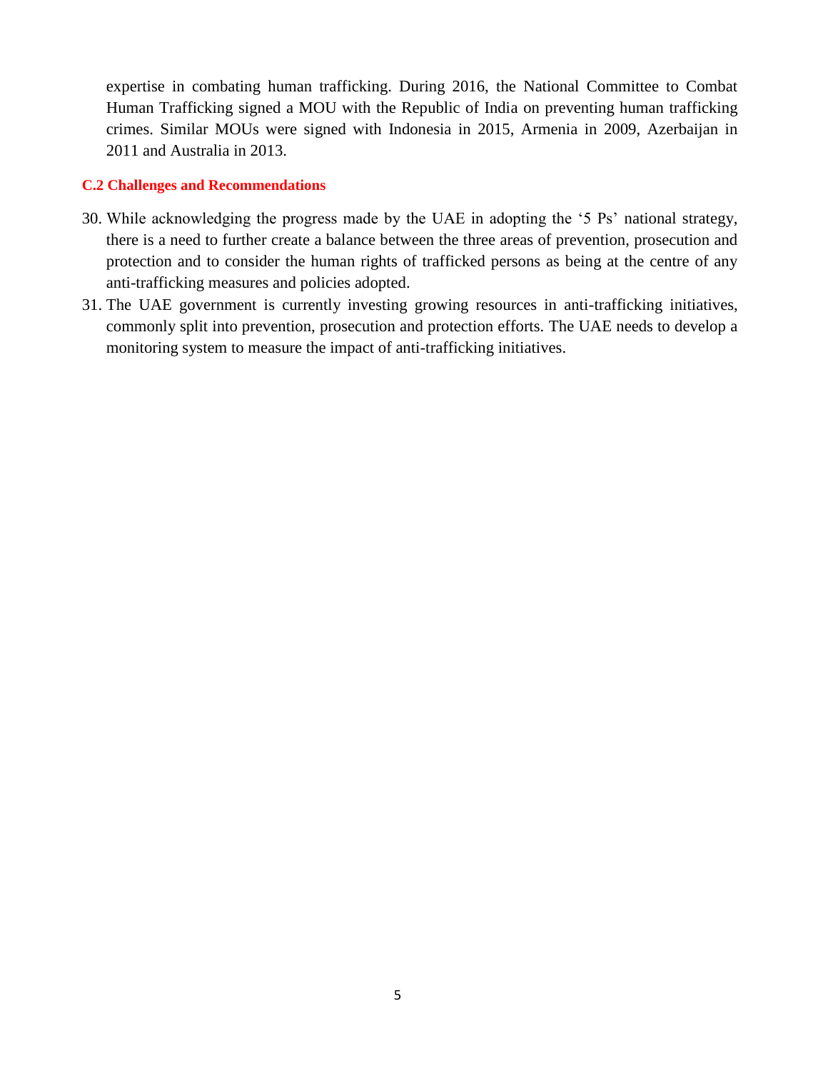expertise in combating human trafficking. During 2016, the National Committee to Combat Human Trafficking signed a MOU with the Republic of India on preventing human trafficking crimes. Similar MOUs were signed with Indonesia in 2015, Armenia in 2009, Azerbaijan in 2011 and Australia in 2013.

### C.2 Challenges and Recommendations

30. While acknowledging the progress made by the UAE in adopting the '5 Ps' national strategy, there is a need to further create a balance between the three areas of prevention, prosecution and protection and to consider the human rights of trafficked persons as being at the centre of any anti-trafficking measures and policies adopted.
31. The UAE government is currently investing growing resources in anti-trafficking initiatives, commonly split into prevention, prosecution and protection efforts. The UAE needs to develop a monitoring system to measure the impact of anti-trafficking initiatives.